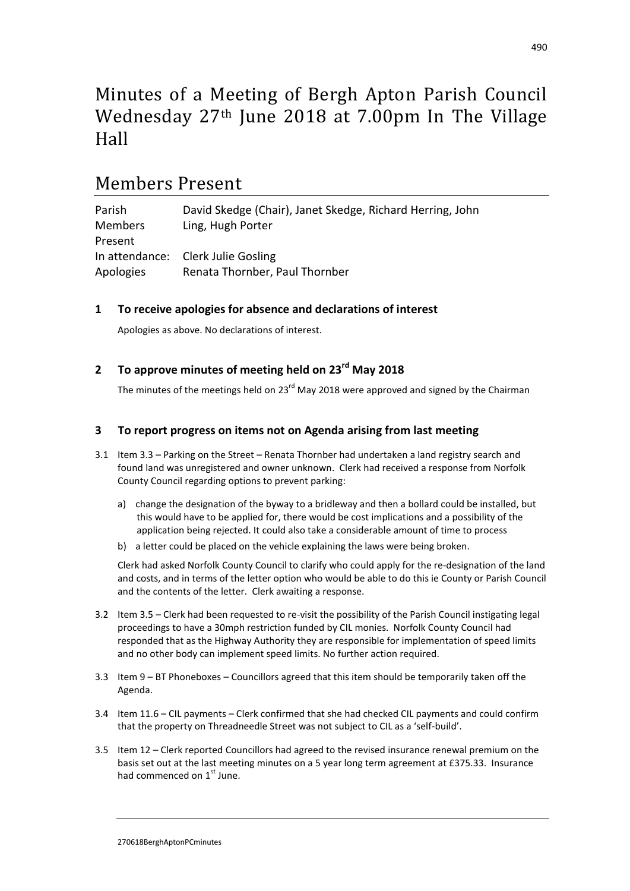# Minutes of a Meeting of Bergh Apton Parish Council Wednesday 27th June 2018 at 7.00pm In The Village Hall

## Members Present

| | |
|---|---|
| Parish Members Present | David Skedge (Chair), Janet Skedge, Richard Herring, John Ling, Hugh Porter |
| In attendance: | Clerk Julie Gosling |
| Apologies | Renata Thornber, Paul Thornber |

### 1 To receive apologies for absence and declarations of interest

Apologies as above. No declarations of interest.

### 2 To approve minutes of meeting held on 23rd May 2018

The minutes of the meetings held on 23rd May 2018 were approved and signed by the Chairman

### 3 To report progress on items not on Agenda arising from last meeting

3.1 Item 3.3 – Parking on the Street – Renata Thornber had undertaken a land registry search and found land was unregistered and owner unknown. Clerk had received a response from Norfolk County Council regarding options to prevent parking:

a) change the designation of the byway to a bridleway and then a bollard could be installed, but this would have to be applied for, there would be cost implications and a possibility of the application being rejected. It could also take a considerable amount of time to process

b) a letter could be placed on the vehicle explaining the laws were being broken.

Clerk had asked Norfolk County Council to clarify who could apply for the re-designation of the land and costs, and in terms of the letter option who would be able to do this ie County or Parish Council and the contents of the letter. Clerk awaiting a response.

3.2 Item 3.5 – Clerk had been requested to re-visit the possibility of the Parish Council instigating legal proceedings to have a 30mph restriction funded by CIL monies. Norfolk County Council had responded that as the Highway Authority they are responsible for implementation of speed limits and no other body can implement speed limits. No further action required.

3.3 Item 9 – BT Phoneboxes – Councillors agreed that this item should be temporarily taken off the Agenda.

3.4 Item 11.6 – CIL payments – Clerk confirmed that she had checked CIL payments and could confirm that the property on Threadneedle Street was not subject to CIL as a 'self-build'.

3.5 Item 12 – Clerk reported Councillors had agreed to the revised insurance renewal premium on the basis set out at the last meeting minutes on a 5 year long term agreement at £375.33. Insurance had commenced on 1st June.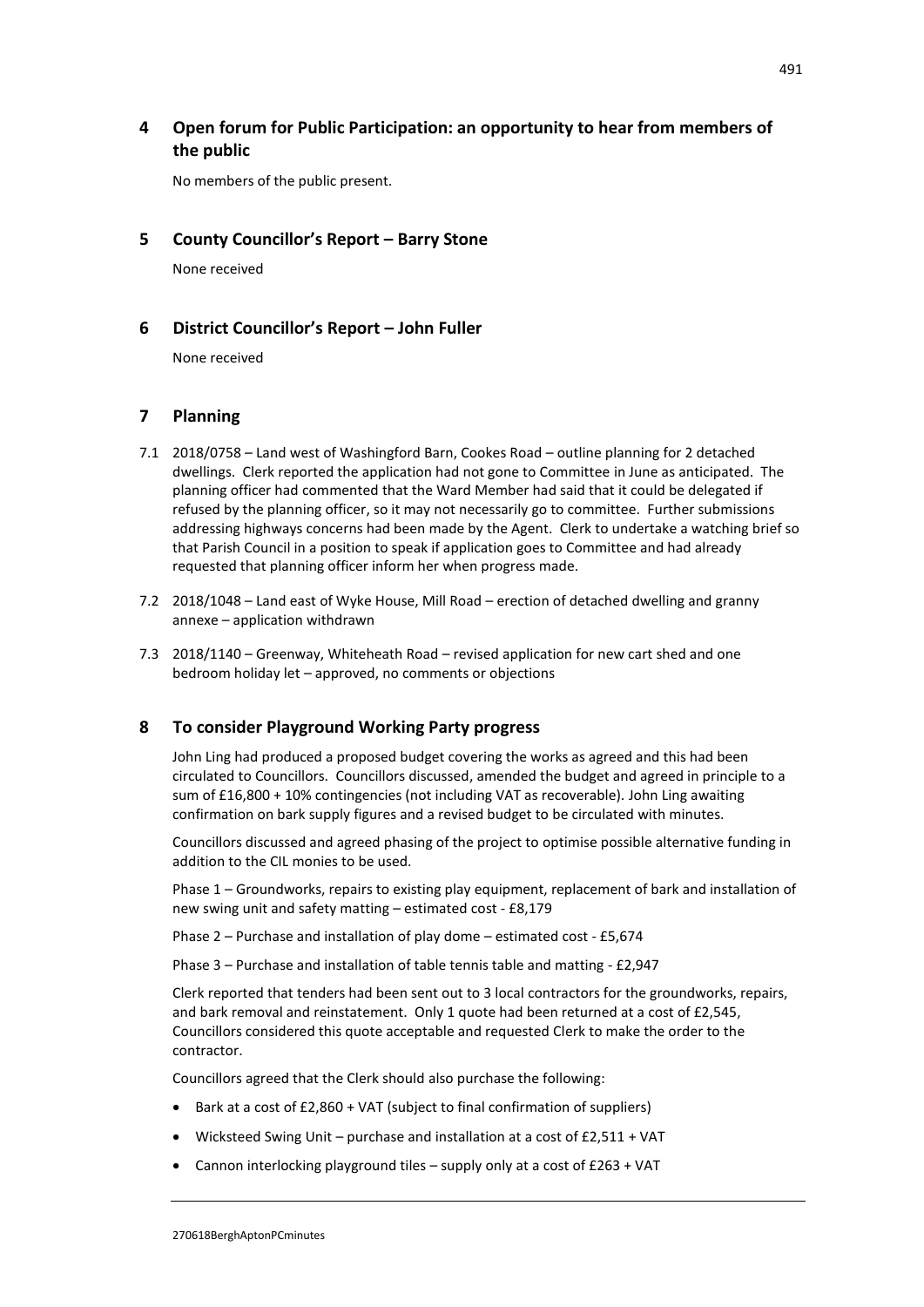## 4 Open forum for Public Participation: an opportunity to hear from members of the public

No members of the public present.

## 5 County Councillor's Report – Barry Stone

None received

## 6 District Councillor's Report – John Fuller

None received

## 7 Planning

7.1 2018/0758 – Land west of Washingford Barn, Cookes Road – outline planning for 2 detached dwellings. Clerk reported the application had not gone to Committee in June as anticipated. The planning officer had commented that the Ward Member had said that it could be delegated if refused by the planning officer, so it may not necessarily go to committee. Further submissions addressing highways concerns had been made by the Agent. Clerk to undertake a watching brief so that Parish Council in a position to speak if application goes to Committee and had already requested that planning officer inform her when progress made.

7.2 2018/1048 – Land east of Wyke House, Mill Road – erection of detached dwelling and granny annexe – application withdrawn

7.3 2018/1140 – Greenway, Whiteheath Road – revised application for new cart shed and one bedroom holiday let – approved, no comments or objections

## 8 To consider Playground Working Party progress

John Ling had produced a proposed budget covering the works as agreed and this had been circulated to Councillors. Councillors discussed, amended the budget and agreed in principle to a sum of £16,800 + 10% contingencies (not including VAT as recoverable). John Ling awaiting confirmation on bark supply figures and a revised budget to be circulated with minutes.

Councillors discussed and agreed phasing of the project to optimise possible alternative funding in addition to the CIL monies to be used.

Phase 1 – Groundworks, repairs to existing play equipment, replacement of bark and installation of new swing unit and safety matting – estimated cost - £8,179

Phase 2 – Purchase and installation of play dome – estimated cost - £5,674

Phase 3 – Purchase and installation of table tennis table and matting - £2,947

Clerk reported that tenders had been sent out to 3 local contractors for the groundworks, repairs, and bark removal and reinstatement. Only 1 quote had been returned at a cost of £2,545, Councillors considered this quote acceptable and requested Clerk to make the order to the contractor.

Councillors agreed that the Clerk should also purchase the following:

- Bark at a cost of £2,860 + VAT (subject to final confirmation of suppliers)
- Wicksteed Swing Unit – purchase and installation at a cost of £2,511 + VAT
- Cannon interlocking playground tiles – supply only at a cost of £263 + VAT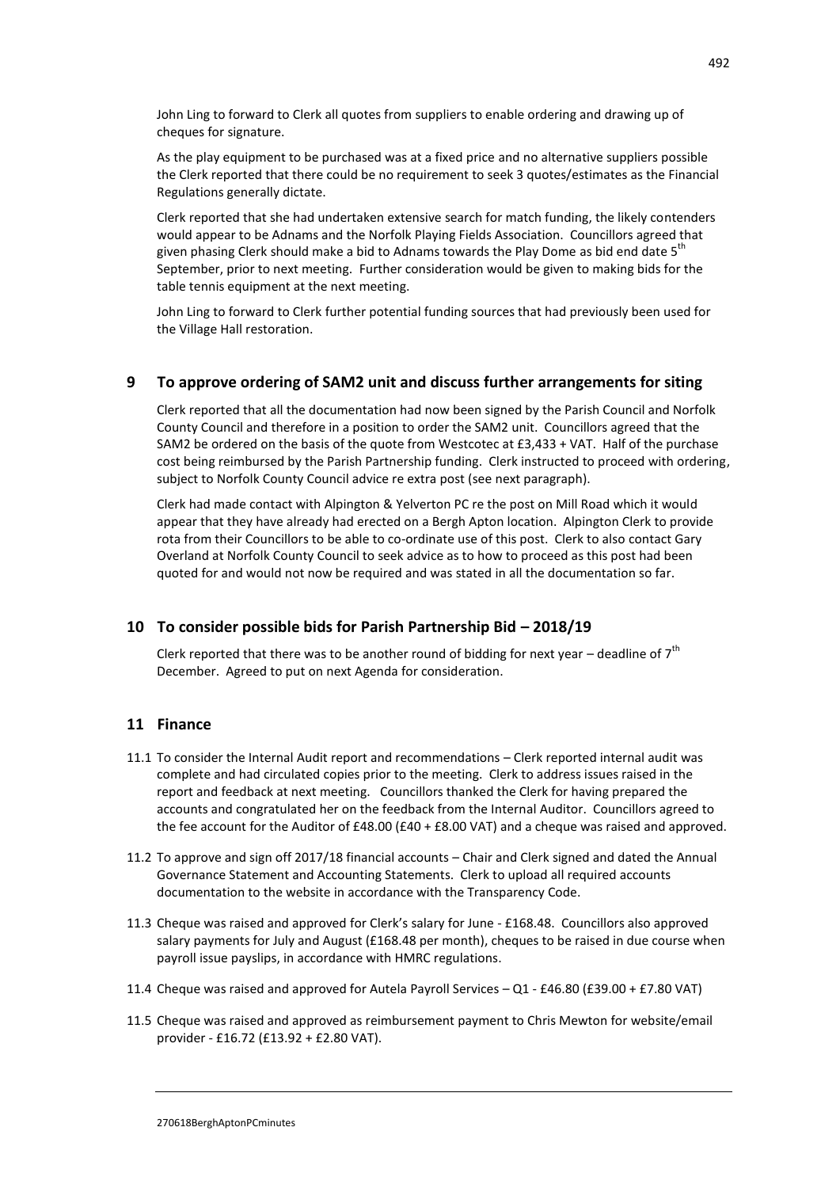John Ling to forward to Clerk all quotes from suppliers to enable ordering and drawing up of cheques for signature.

As the play equipment to be purchased was at a fixed price and no alternative suppliers possible the Clerk reported that there could be no requirement to seek 3 quotes/estimates as the Financial Regulations generally dictate.

Clerk reported that she had undertaken extensive search for match funding, the likely contenders would appear to be Adnams and the Norfolk Playing Fields Association. Councillors agreed that given phasing Clerk should make a bid to Adnams towards the Play Dome as bid end date 5th September, prior to next meeting. Further consideration would be given to making bids for the table tennis equipment at the next meeting.

John Ling to forward to Clerk further potential funding sources that had previously been used for the Village Hall restoration.

## 9 To approve ordering of SAM2 unit and discuss further arrangements for siting

Clerk reported that all the documentation had now been signed by the Parish Council and Norfolk County Council and therefore in a position to order the SAM2 unit. Councillors agreed that the SAM2 be ordered on the basis of the quote from Westcotec at £3,433 + VAT. Half of the purchase cost being reimbursed by the Parish Partnership funding. Clerk instructed to proceed with ordering, subject to Norfolk County Council advice re extra post (see next paragraph).

Clerk had made contact with Alpington & Yelverton PC re the post on Mill Road which it would appear that they have already had erected on a Bergh Apton location. Alpington Clerk to provide rota from their Councillors to be able to co-ordinate use of this post. Clerk to also contact Gary Overland at Norfolk County Council to seek advice as to how to proceed as this post had been quoted for and would not now be required and was stated in all the documentation so far.

## 10 To consider possible bids for Parish Partnership Bid – 2018/19

Clerk reported that there was to be another round of bidding for next year – deadline of 7th December. Agreed to put on next Agenda for consideration.

## 11 Finance

11.1 To consider the Internal Audit report and recommendations – Clerk reported internal audit was complete and had circulated copies prior to the meeting. Clerk to address issues raised in the report and feedback at next meeting. Councillors thanked the Clerk for having prepared the accounts and congratulated her on the feedback from the Internal Auditor. Councillors agreed to the fee account for the Auditor of £48.00 (£40 + £8.00 VAT) and a cheque was raised and approved.

11.2 To approve and sign off 2017/18 financial accounts – Chair and Clerk signed and dated the Annual Governance Statement and Accounting Statements. Clerk to upload all required accounts documentation to the website in accordance with the Transparency Code.

11.3 Cheque was raised and approved for Clerk's salary for June - £168.48. Councillors also approved salary payments for July and August (£168.48 per month), cheques to be raised in due course when payroll issue payslips, in accordance with HMRC regulations.

11.4 Cheque was raised and approved for Autela Payroll Services – Q1 - £46.80 (£39.00 + £7.80 VAT)

11.5 Cheque was raised and approved as reimbursement payment to Chris Mewton for website/email provider - £16.72 (£13.92 + £2.80 VAT).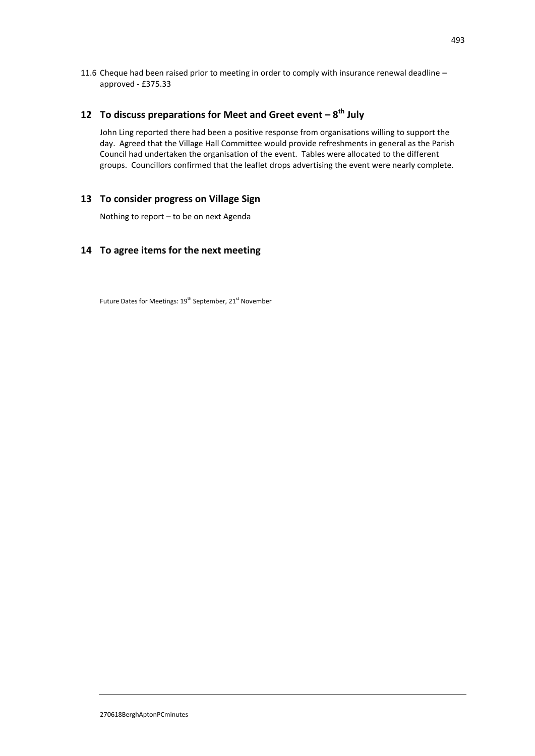11.6 Cheque had been raised prior to meeting in order to comply with insurance renewal deadline – approved - £375.33

## 12 To discuss preparations for Meet and Greet event – 8th July

John Ling reported there had been a positive response from organisations willing to support the day. Agreed that the Village Hall Committee would provide refreshments in general as the Parish Council had undertaken the organisation of the event. Tables were allocated to the different groups. Councillors confirmed that the leaflet drops advertising the event were nearly complete.

## 13 To consider progress on Village Sign

Nothing to report – to be on next Agenda

## 14 To agree items for the next meeting

Future Dates for Meetings: 19th September, 21st November